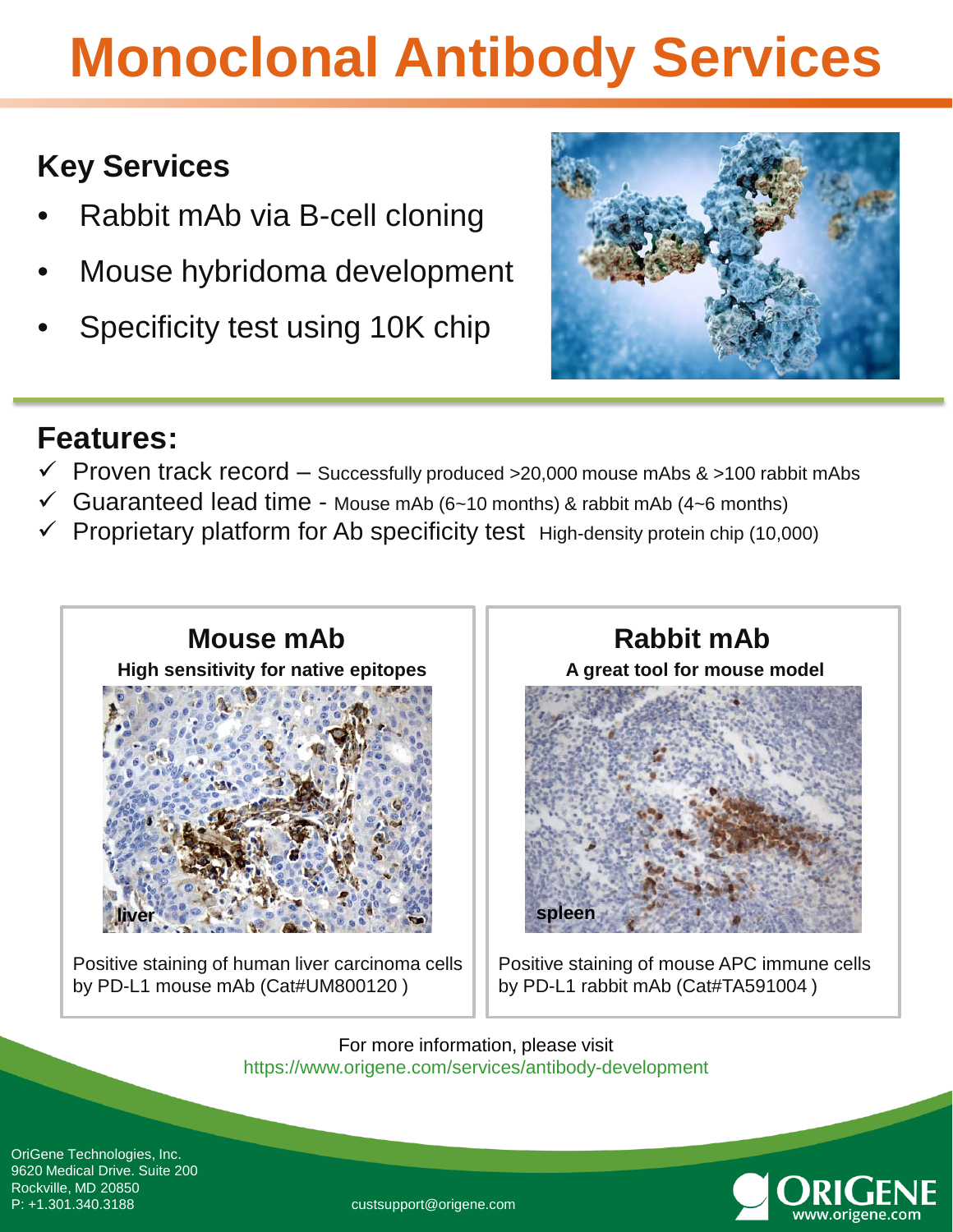# Monoclonal Antibody Services

## Key Services

- Rabbit mAb via B-cell cloning
- Mouse hybridoma development
- Specificity test using 10K chip

## Features:

- ✓ Proven track record – Successfully produced >20,000 mouse mAbs & >100 rabbit mAbs
- ✓ Guaranteed lead time - Mouse mAb (6~10 months) & rabbit mAb (4~6 months)
- ✓ Proprietary platform for Ab specificity test High-density protein chip (10,000)

### Mouse mAb

**High sensitivity for native epitopes**

liver

Positive staining of human liver carcinoma cells by PD-L1 mouse mAb (Cat#UM800120 )

### Rabbit mAb

**A great tool for mouse model**

spleen

Positive staining of mouse APC immune cells by PD-L1 rabbit mAb (Cat#TA591004 )

For more information, please visit
https://www.origene.com/services/antibody-development

OriGene Technologies, Inc.
9620 Medical Drive. Suite 200
Rockville, MD 20850
P: +1.301.340.3188

custsupport@origene.com

ORIGENE
www.origene.com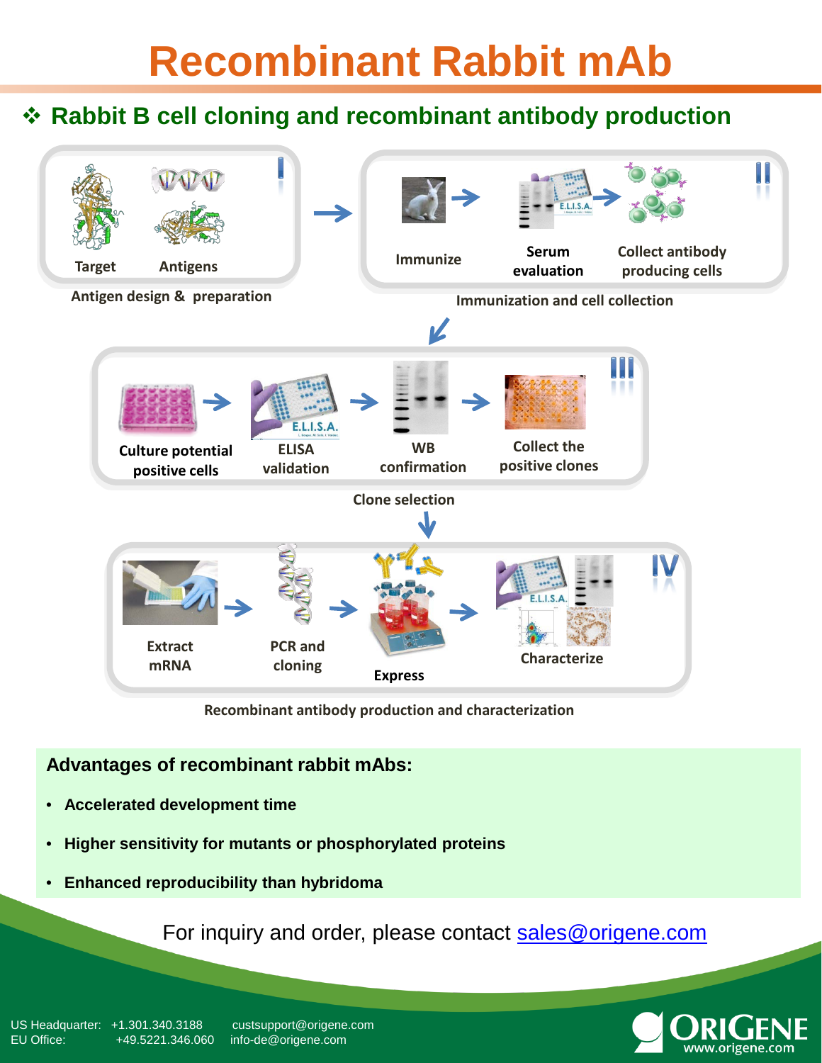# Recombinant Rabbit mAb

## ❖ Rabbit B cell cloning and recombinant antibody production

I

Target

Antigens

Antigen design & preparation

II

Immunize

Serum evaluation

Collect antibody producing cells

Immunization and cell collection

III

Culture potential positive cells

ELISA validation

WB confirmation

Collect the positive clones

Clone selection

IV

Extract mRNA

PCR and cloning

Express

Characterize

Recombinant antibody production and characterization

### Advantages of recombinant rabbit mAbs:

- **Accelerated development time**
- **Higher sensitivity for mutants or phosphorylated proteins**
- **Enhanced reproducibility than hybridoma**

For inquiry and order, please contact sales@origene.com

US Headquarter: +1.301.340.3188 custsupport@origene.com
EU Office: +49.5221.346.060 info-de@origene.com

ORIGENE www.origene.com